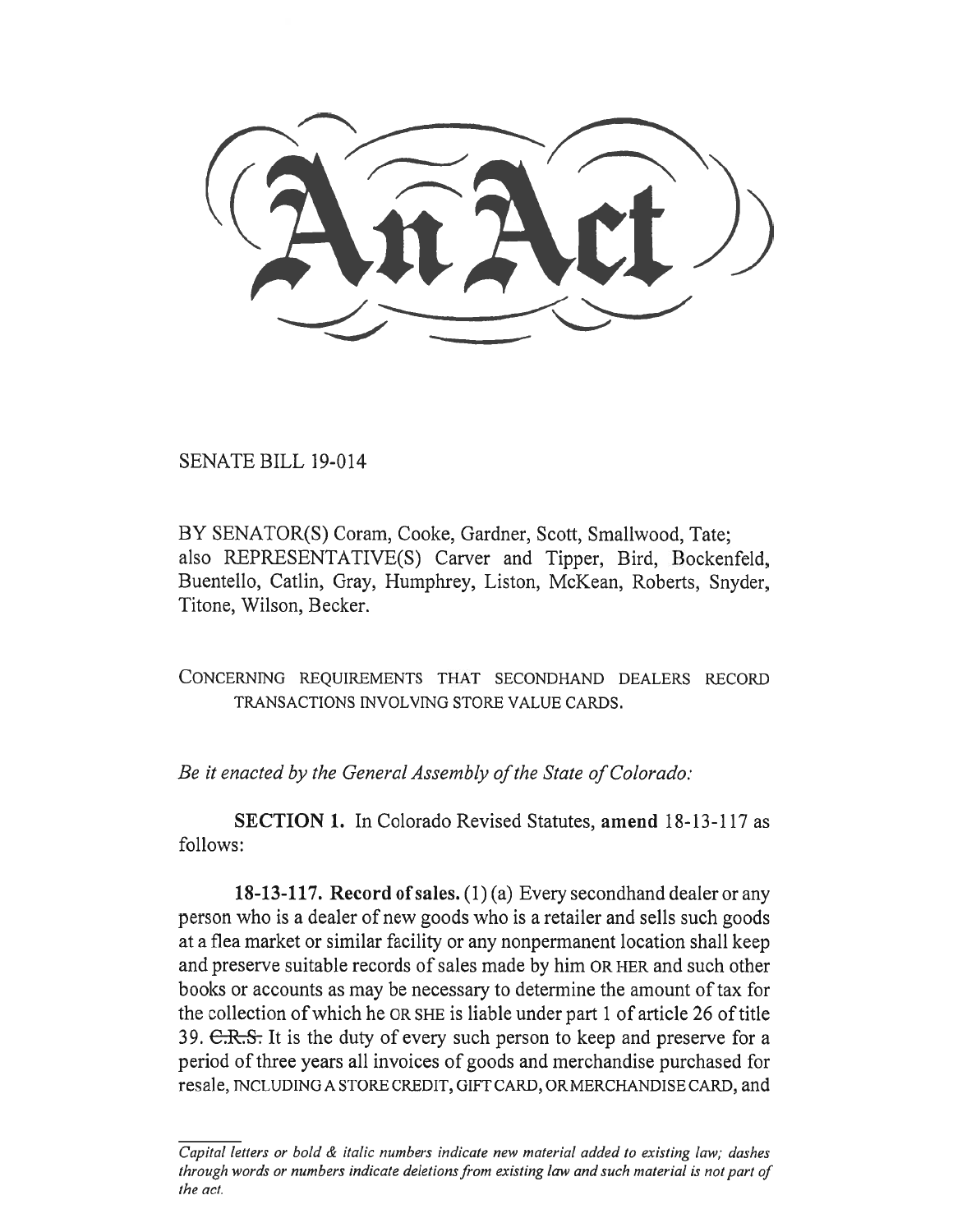# An Act

SENATE BILL 19-014

BY SENATOR(S) Coram, Cooke, Gardner, Scott, Smallwood, Tate; also REPRESENTATIVE(S) Carver and Tipper, Bird, Bockenfeld, Buentello, Catlin, Gray, Humphrey, Liston, McKean, Roberts, Snyder, Titone, Wilson, Becker.

CONCERNING REQUIREMENTS THAT SECONDHAND DEALERS RECORD TRANSACTIONS INVOLVING STORE VALUE CARDS.

*Be it enacted by the General Assembly of the State of Colorado:*

**SECTION 1.** In Colorado Revised Statutes, **amend** 18-13-117 as follows:

**18-13-117. Record of sales.** (1) (a) Every secondhand dealer or any person who is a dealer of new goods who is a retailer and sells such goods at a flea market or similar facility or any nonpermanent location shall keep and preserve suitable records of sales made by him OR HER and such other books or accounts as may be necessary to determine the amount of tax for the collection of which he OR SHE is liable under part 1 of article 26 of title 39. ~~C.R.S.~~ It is the duty of every such person to keep and preserve for a period of three years all invoices of goods and merchandise purchased for resale, INCLUDING A STORE CREDIT, GIFT CARD, OR MERCHANDISE CARD, and

*Capital letters or bold & italic numbers indicate new material added to existing law; dashes through words or numbers indicate deletions from existing law and such material is not part of the act.*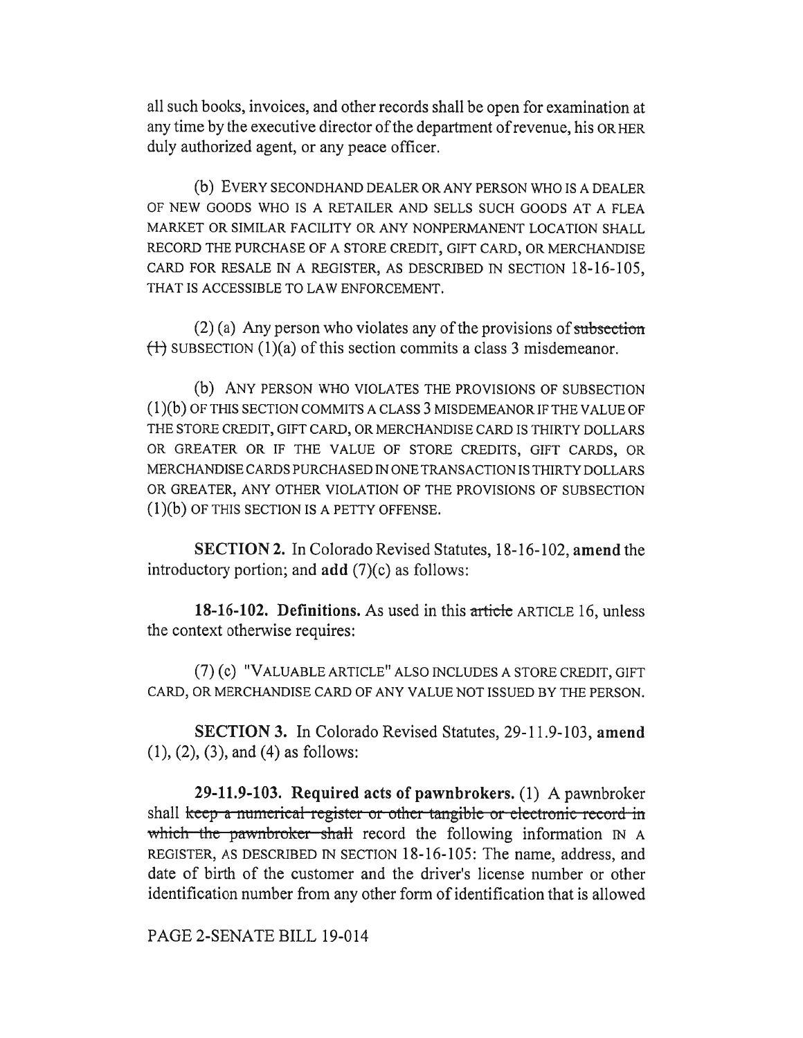all such books, invoices, and other records shall be open for examination at any time by the executive director of the department of revenue, his OR HER duly authorized agent, or any peace officer.

(b) EVERY SECONDHAND DEALER OR ANY PERSON WHO IS A DEALER OF NEW GOODS WHO IS A RETAILER AND SELLS SUCH GOODS AT A FLEA MARKET OR SIMILAR FACILITY OR ANY NONPERMANENT LOCATION SHALL RECORD THE PURCHASE OF A STORE CREDIT, GIFT CARD, OR MERCHANDISE CARD FOR RESALE IN A REGISTER, AS DESCRIBED IN SECTION 18-16-105, THAT IS ACCESSIBLE TO LAW ENFORCEMENT.

(2) (a) Any person who violates any of the provisions of ~~subsection (1)~~ SUBSECTION (1)(a) of this section commits a class 3 misdemeanor.

(b) ANY PERSON WHO VIOLATES THE PROVISIONS OF SUBSECTION (1)(b) OF THIS SECTION COMMITS A CLASS 3 MISDEMEANOR IF THE VALUE OF THE STORE CREDIT, GIFT CARD, OR MERCHANDISE CARD IS THIRTY DOLLARS OR GREATER OR IF THE VALUE OF STORE CREDITS, GIFT CARDS, OR MERCHANDISE CARDS PURCHASED IN ONE TRANSACTION IS THIRTY DOLLARS OR GREATER, ANY OTHER VIOLATION OF THE PROVISIONS OF SUBSECTION (1)(b) OF THIS SECTION IS A PETTY OFFENSE.

**SECTION 2.** In Colorado Revised Statutes, 18-16-102, **amend** the introductory portion; and **add** (7)(c) as follows:

**18-16-102. Definitions.** As used in this ~~article~~ ARTICLE 16, unless the context otherwise requires:

(7) (c) "VALUABLE ARTICLE" ALSO INCLUDES A STORE CREDIT, GIFT CARD, OR MERCHANDISE CARD OF ANY VALUE NOT ISSUED BY THE PERSON.

**SECTION 3.** In Colorado Revised Statutes, 29-11.9-103, **amend** (1), (2), (3), and (4) as follows:

**29-11.9-103. Required acts of pawnbrokers.** (1) A pawnbroker shall ~~keep a numerical register or other tangible or electronic record in which the pawnbroker shall~~ record the following information IN A REGISTER, AS DESCRIBED IN SECTION 18-16-105: The name, address, and date of birth of the customer and the driver's license number or other identification number from any other form of identification that is allowed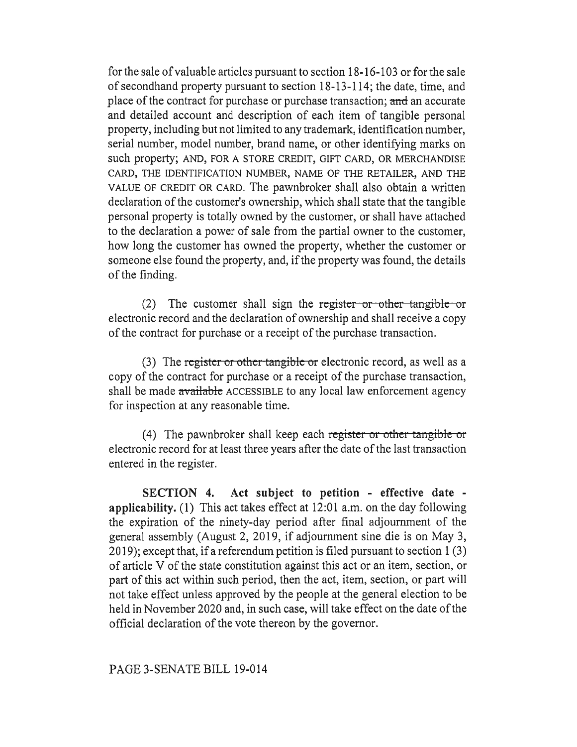for the sale of valuable articles pursuant to section 18-16-103 or for the sale of secondhand property pursuant to section 18-13-114; the date, time, and place of the contract for purchase or purchase transaction; ~~and~~ an accurate and detailed account and description of each item of tangible personal property, including but not limited to any trademark, identification number, serial number, model number, brand name, or other identifying marks on such property; AND, FOR A STORE CREDIT, GIFT CARD, OR MERCHANDISE CARD, THE IDENTIFICATION NUMBER, NAME OF THE RETAILER, AND THE VALUE OF CREDIT OR CARD. The pawnbroker shall also obtain a written declaration of the customer's ownership, which shall state that the tangible personal property is totally owned by the customer, or shall have attached to the declaration a power of sale from the partial owner to the customer, how long the customer has owned the property, whether the customer or someone else found the property, and, if the property was found, the details of the finding.

(2) The customer shall sign the ~~register or other tangible or~~ electronic record and the declaration of ownership and shall receive a copy of the contract for purchase or a receipt of the purchase transaction.

(3) The ~~register or other tangible or~~ electronic record, as well as a copy of the contract for purchase or a receipt of the purchase transaction, shall be made ~~available~~ ACCESSIBLE to any local law enforcement agency for inspection at any reasonable time.

(4) The pawnbroker shall keep each ~~register or other tangible or~~ electronic record for at least three years after the date of the last transaction entered in the register.

**SECTION 4. Act subject to petition - effective date - applicability.** (1) This act takes effect at 12:01 a.m. on the day following the expiration of the ninety-day period after final adjournment of the general assembly (August 2, 2019, if adjournment sine die is on May 3, 2019); except that, if a referendum petition is filed pursuant to section 1 (3) of article V of the state constitution against this act or an item, section, or part of this act within such period, then the act, item, section, or part will not take effect unless approved by the people at the general election to be held in November 2020 and, in such case, will take effect on the date of the official declaration of the vote thereon by the governor.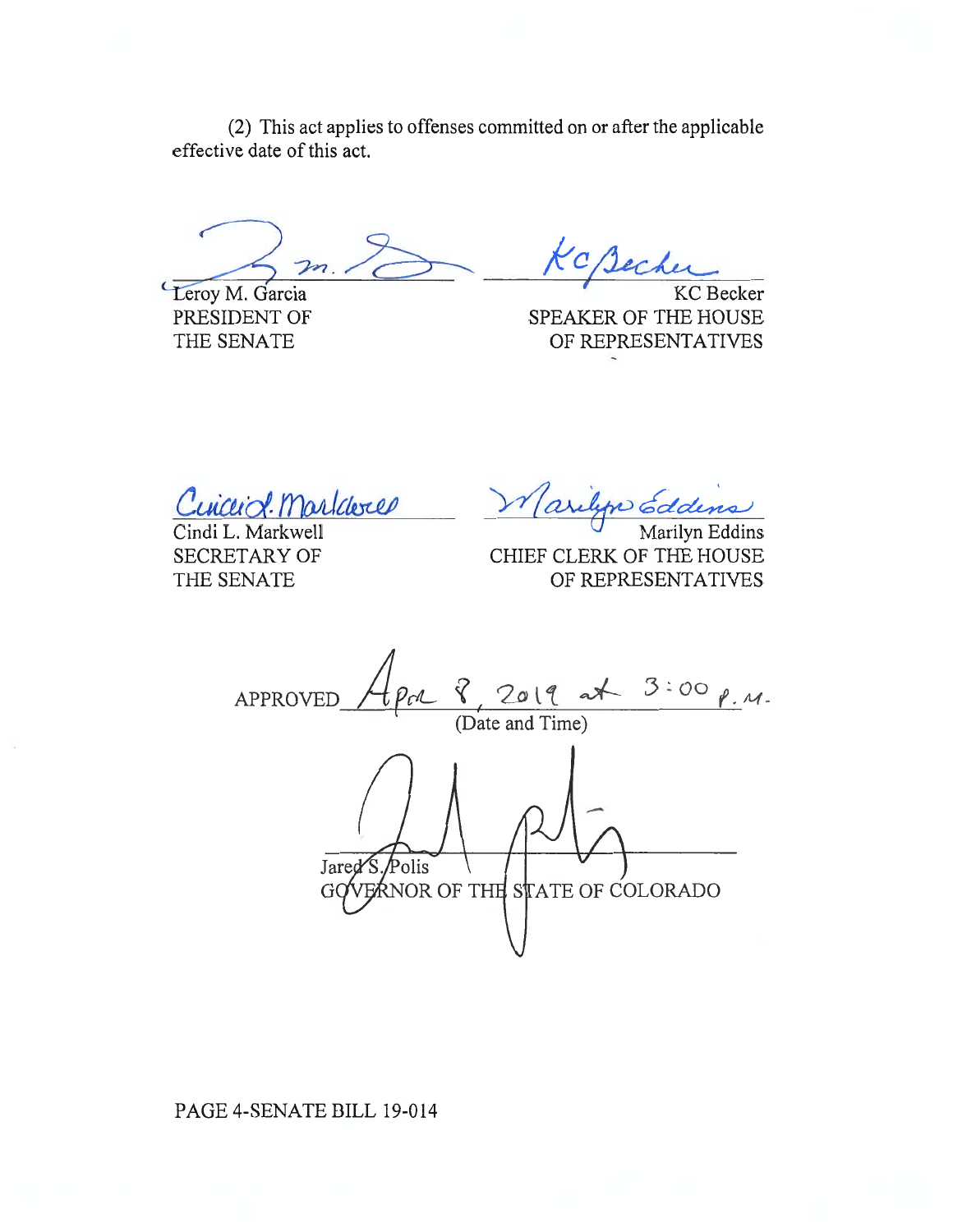(2) This act applies to offenses committed on or after the applicable effective date of this act.

Leroy M. Garcia
PRESIDENT OF
THE SENATE

KC Becker
SPEAKER OF THE HOUSE
OF REPRESENTATIVES

Cindi L. Markwell
SECRETARY OF
THE SENATE

Marilyn Eddins
CHIEF CLERK OF THE HOUSE
OF REPRESENTATIVES

APPROVED April 8, 2019 at 3:00 p.m.
(Date and Time)

Jared S. Polis
GOVERNOR OF THE STATE OF COLORADO

PAGE 4-SENATE BILL 19-014